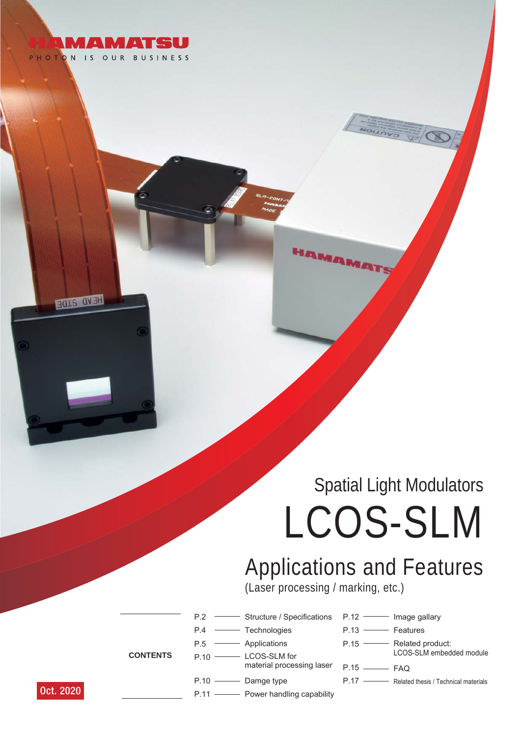HAMAMATSU

PHOTON IS OUR BUSINESS

Spatial Light Modulators

# LCOS-SLM

## Applications and Features

(Laser processing / marking, etc.)

**CONTENTS**

- P.2 ——— Structure / Specifications
- P.4 ——— Technologies
- P.5 ——— Applications
- P.10 ——— LCOS-SLM for material processing laser
- P.10 ——— Damge type
- P.11 ——— Power handling capability
- P.12 ——— Image gallary
- P.13 ——— Features
- P.15 ——— Related product: LCOS-SLM embedded module
- P.15 ——— FAQ
- P.17 ——— Related thesis / Technical materials

Oct. 2020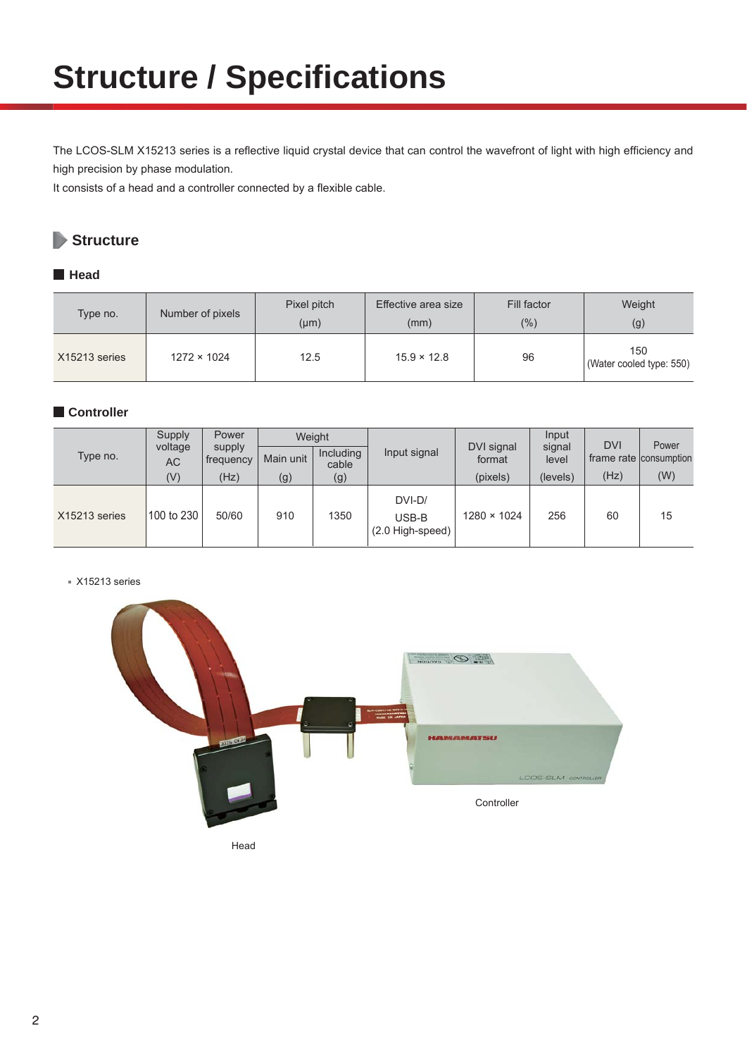# Structure / Specifications

The LCOS-SLM X15213 series is a reflective liquid crystal device that can control the wavefront of light with high efficiency and high precision by phase modulation.
It consists of a head and a controller connected by a flexible cable.

## Structure

### Head

| Type no. | Number of pixels | Pixel pitch (μm) | Effective area size (mm) | Fill factor (%) | Weight (g) |
|---|---|---|---|---|---|
| X15213 series | 1272 × 1024 | 12.5 | 15.9 × 12.8 | 96 | 150 (Water cooled type: 550) |

### Controller

| Type no. | Supply voltage AC (V) | Power supply frequency (Hz) | Weight | | Input signal | DVI signal format (pixels) | Input signal level (levels) | DVI frame rate (Hz) | Power consumption (W) |
|---|---|---|---|---|---|---|---|---|---|
| | | | Main unit (g) | Including cable (g) | | | | | |
| X15213 series | 100 to 230 | 50/60 | 910 | 1350 | DVI-D/ USB-B (2.0 High-speed) | 1280 × 1024 | 256 | 60 | 15 |

X15213 series

Controller

Head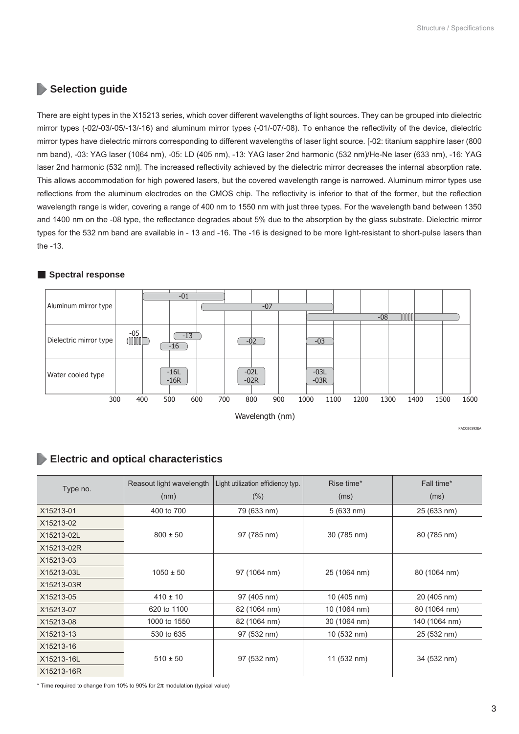## Selection guide

There are eight types in the X15213 series, which cover different wavelengths of light sources. They can be grouped into dielectric mirror types (-02/-03/-05/-13/-16) and aluminum mirror types (-01/-07/-08). To enhance the reflectivity of the device, dielectric mirror types have dielectric mirrors corresponding to different wavelengths of laser light source. [-02: titanium sapphire laser (800 nm band), -03: YAG laser (1064 nm), -05: LD (405 nm), -13: YAG laser 2nd harmonic (532 nm)/He-Ne laser (633 nm), -16: YAG laser 2nd harmonic (532 nm)]. The increased reflectivity achieved by the dielectric mirror decreases the internal absorption rate. This allows accommodation for high powered lasers, but the covered wavelength range is narrowed. Aluminum mirror types use reflections from the aluminum electrodes on the CMOS chip. The reflectivity is inferior to that of the former, but the reflection wavelength range is wider, covering a range of 400 nm to 1550 nm with just three types. For the wavelength band between 1350 and 1400 nm on the -08 type, the reflectance degrades about 5% due to the absorption by the glass substrate. Dielectric mirror types for the 532 nm band are available in - 13 and -16. The -16 is designed to be more light-resistant to short-pulse lasers than the -13.

### Spectral response

Aluminum mirror type: -01, -07, -08
Dielectric mirror type: -05, -13, -16, -02, -03
Water cooled type: -16L, -16R, -02L, -02R, -03L, -03R

Wavelength (nm): 300 400 500 600 700 800 900 1000 1100 1200 1300 1400 1500 1600

KACCB0593EA

## Electric and optical characteristics

| Type no. | Reasout light wavelength (nm) | Light utilization effidiency typ. (%) | Rise time* (ms) | Fall time* (ms) |
|---|---|---|---|---|
| X15213-01 | 400 to 700 | 79 (633 nm) | 5 (633 nm) | 25 (633 nm) |
| X15213-02 | 800 ± 50 | 97 (785 nm) | 30 (785 nm) | 80 (785 nm) |
| X15213-02L | | | | |
| X15213-02R | | | | |
| X15213-03 | 1050 ± 50 | 97 (1064 nm) | 25 (1064 nm) | 80 (1064 nm) |
| X15213-03L | | | | |
| X15213-03R | | | | |
| X15213-05 | 410 ± 10 | 97 (405 nm) | 10 (405 nm) | 20 (405 nm) |
| X15213-07 | 620 to 1100 | 82 (1064 nm) | 10 (1064 nm) | 80 (1064 nm) |
| X15213-08 | 1000 to 1550 | 82 (1064 nm) | 30 (1064 nm) | 140 (1064 nm) |
| X15213-13 | 530 to 635 | 97 (532 nm) | 10 (532 nm) | 25 (532 nm) |
| X15213-16 | 510 ± 50 | 97 (532 nm) | 11 (532 nm) | 34 (532 nm) |
| X15213-16L | | | | |
| X15213-16R | | | | |

* Time required to change from 10% to 90% for $2\pi$ modulation (typical value)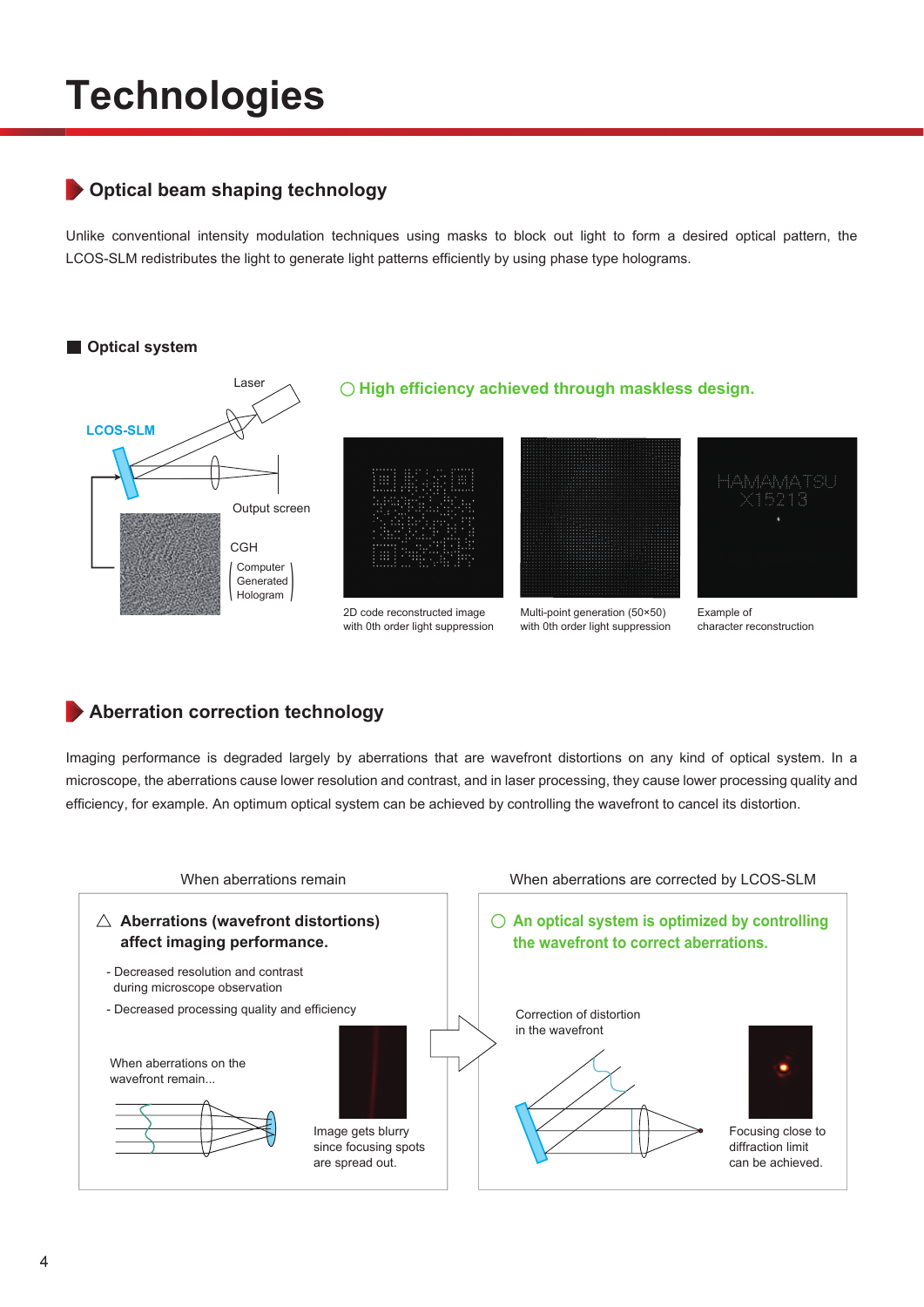# Technologies

## Optical beam shaping technology

Unlike conventional intensity modulation techniques using masks to block out light to form a desired optical pattern, the LCOS-SLM redistributes the light to generate light patterns efficiently by using phase type holograms.

### Optical system

Laser

LCOS-SLM

Output screen

CGH
(Computer Generated Hologram)

○ **High efficiency achieved through maskless design.**

2D code reconstructed image with 0th order light suppression

Multi-point generation (50×50) with 0th order light suppression

Example of character reconstruction

## Aberration correction technology

Imaging performance is degraded largely by aberrations that are wavefront distortions on any kind of optical system. In a microscope, the aberrations cause lower resolution and contrast, and in laser processing, they cause lower processing quality and efficiency, for example. An optimum optical system can be achieved by controlling the wavefront to cancel its distortion.

**When aberrations remain**

△ **Aberrations (wavefront distortions) affect imaging performance.**

- Decreased resolution and contrast during microscope observation
- Decreased processing quality and efficiency

When aberrations on the wavefront remain...

Image gets blurry since focusing spots are spread out.

**When aberrations are corrected by LCOS-SLM**

○ **An optical system is optimized by controlling the wavefront to correct aberrations.**

Correction of distortion in the wavefront

Focusing close to diffraction limit can be achieved.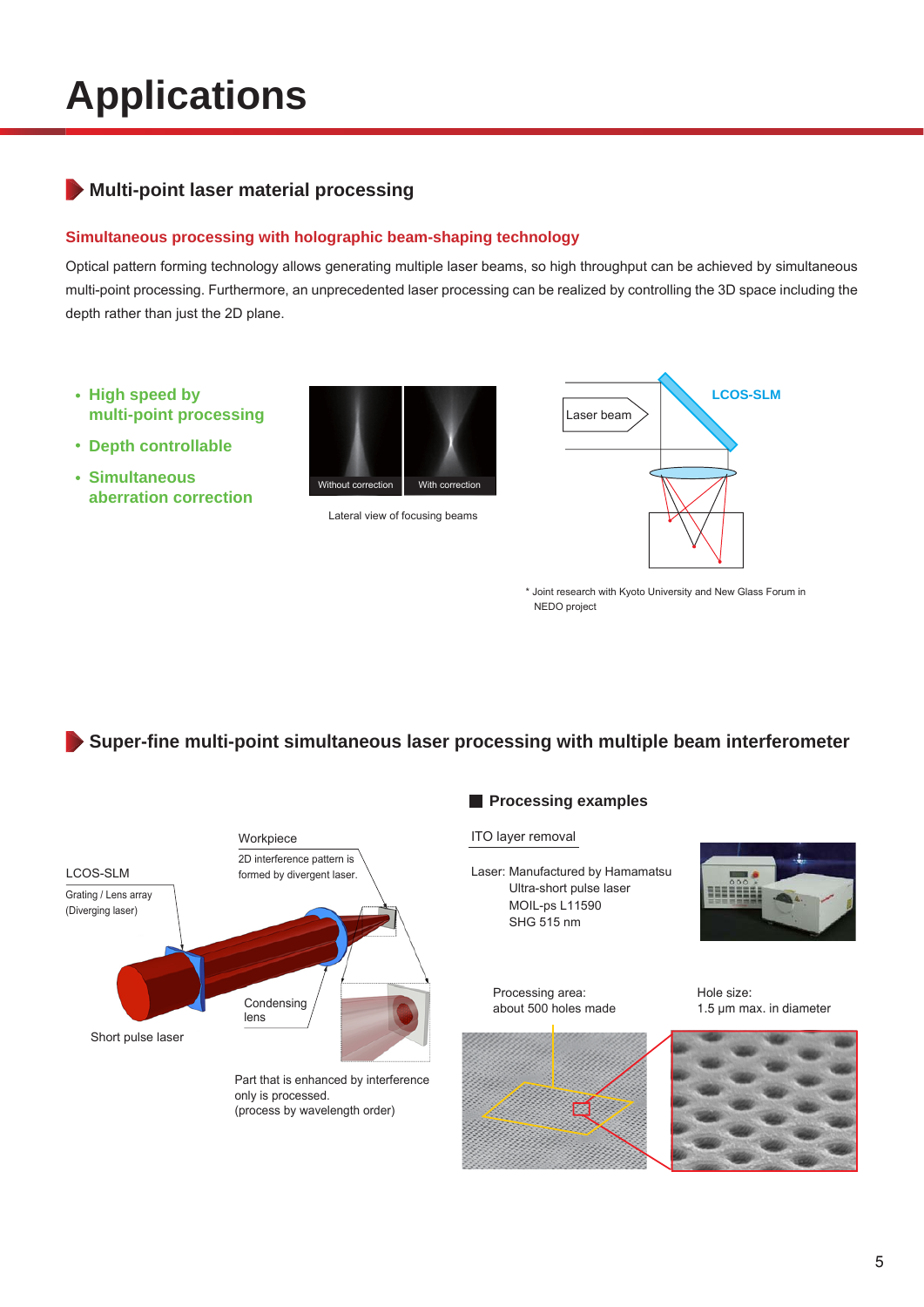# Applications

## Multi-point laser material processing

### Simultaneous processing with holographic beam-shaping technology

Optical pattern forming technology allows generating multiple laser beams, so high throughput can be achieved by simultaneous multi-point processing. Furthermore, an unprecedented laser processing can be realized by controlling the 3D space including the depth rather than just the 2D plane.

- **High speed by multi-point processing**
- **Depth controllable**
- **Simultaneous aberration correction**

Without correction | With correction

Lateral view of focusing beams

Laser beam | LCOS-SLM

\* Joint research with Kyoto University and New Glass Forum in NEDO project

## Super-fine multi-point simultaneous laser processing with multiple beam interferometer

LCOS-SLM
Grating / Lens array
(Diverging laser)

Workpiece
2D interference pattern is formed by divergent laser.

Condensing lens

Short pulse laser

Part that is enhanced by interference only is processed.
(process by wavelength order)

### Processing examples

ITO layer removal

Laser: Manufactured by Hamamatsu
Ultra-short pulse laser
MOIL-ps L11590
SHG 515 nm

Processing area:
about 500 holes made

Hole size:
1.5 μm max. in diameter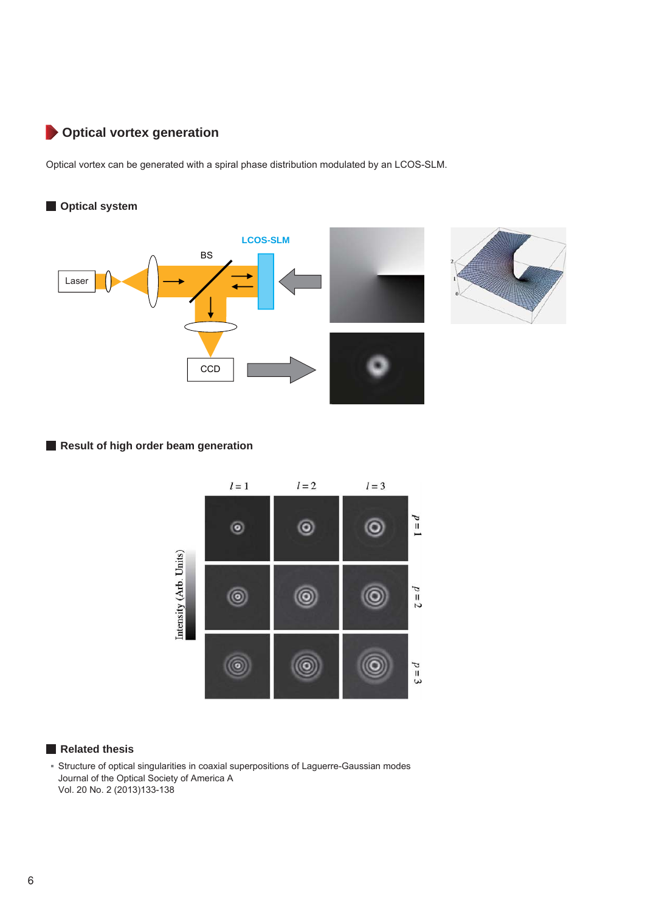## Optical vortex generation

Optical vortex can be generated with a spiral phase distribution modulated by an LCOS-SLM.

### Optical system

Laser

BS

LCOS-SLM

CCD

### Result of high order beam generation

$l = 1$ $l = 2$ $l = 3$

$p = 1$

$p = 2$

$p = 3$

Intensity (Arb. Units)

### Related thesis

- Structure of optical singularities in coaxial superpositions of Laguerre-Gaussian modes
  Journal of the Optical Society of America A
  Vol. 20 No. 2 (2013)133-138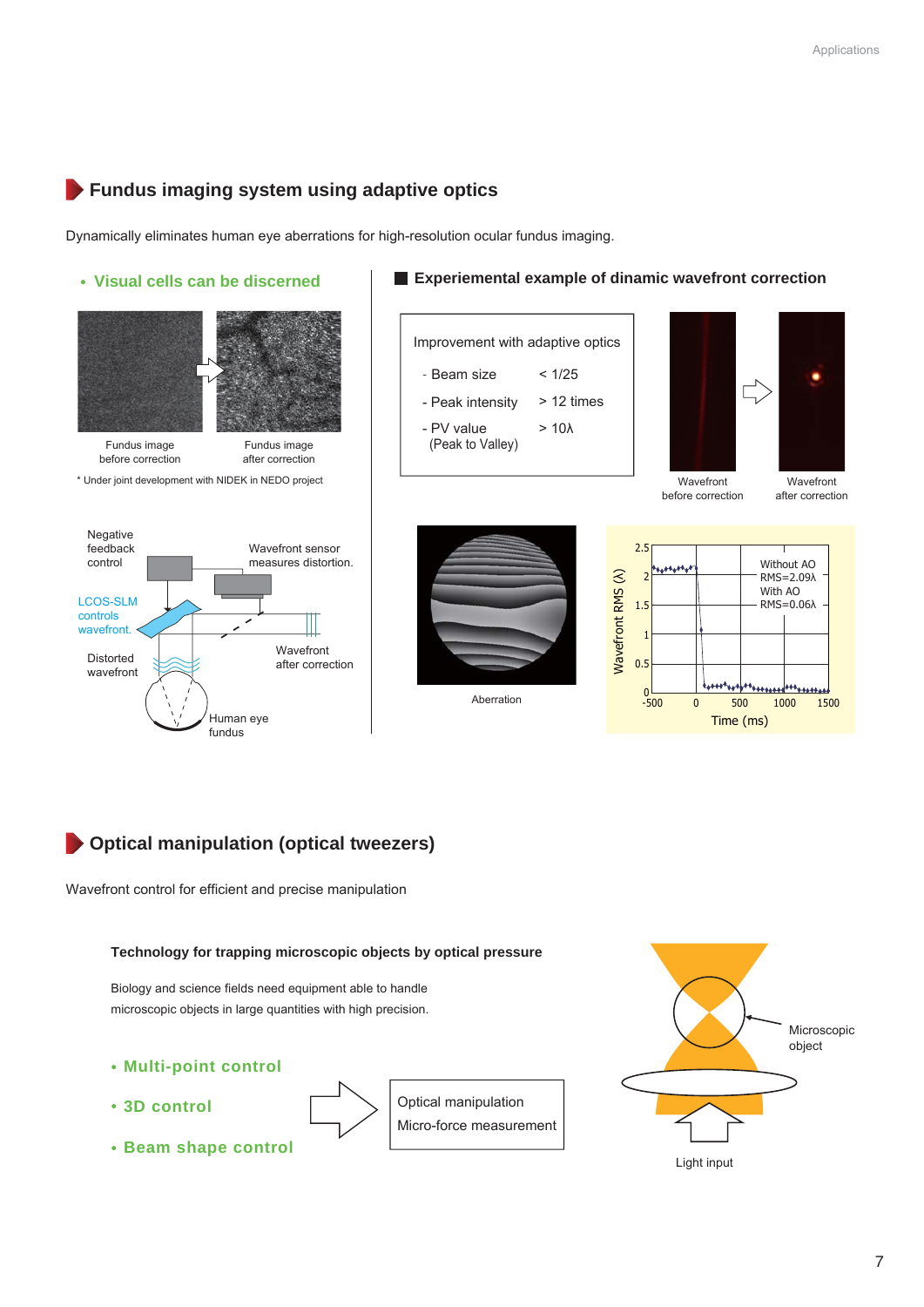## Fundus imaging system using adaptive optics

Dynamically eliminates human eye aberrations for high-resolution ocular fundus imaging.

- **Visual cells can be discerned**

Fundus image before correction

Fundus image after correction

\* Under joint development with NIDEK in NEDO project

Negative feedback control

Wavefront sensor measures distortion.

LCOS-SLM controls wavefront.

Distorted wavefront

Wavefront after correction

Human eye fundus

### Experiemental example of dinamic wavefront correction

| Improvement with adaptive optics | |
|---|---|
| - Beam size | < 1/25 |
| - Peak intensity | > 12 times |
| - PV value (Peak to Valley) | > 10λ |

Wavefront before correction

Wavefront after correction

Aberration

Wavefront RMS (λ) vs. Time (ms): Without AO RMS=2.09λ; With AO RMS=0.06λ

## Optical manipulation (optical tweezers)

Wavefront control for efficient and precise manipulation

**Technology for trapping microscopic objects by optical pressure**

Biology and science fields need equipment able to handle microscopic objects in large quantities with high precision.

- **Multi-point control**
- **3D control**
- **Beam shape control**

Optical manipulation
Micro-force measurement

Microscopic object

Light input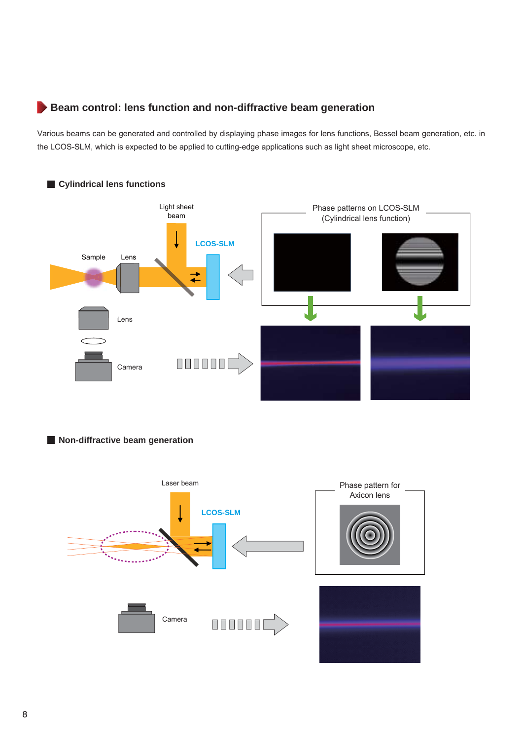## Beam control: lens function and non-diffractive beam generation

Various beams can be generated and controlled by displaying phase images for lens functions, Bessel beam generation, etc. in the LCOS-SLM, which is expected to be applied to cutting-edge applications such as light sheet microscope, etc.

### Cylindrical lens functions

Light sheet beam

LCOS-SLM

Sample

Lens

Lens

Camera

Phase patterns on LCOS-SLM (Cylindrical lens function)

### Non-diffractive beam generation

Laser beam

LCOS-SLM

Phase pattern for Axicon lens

Camera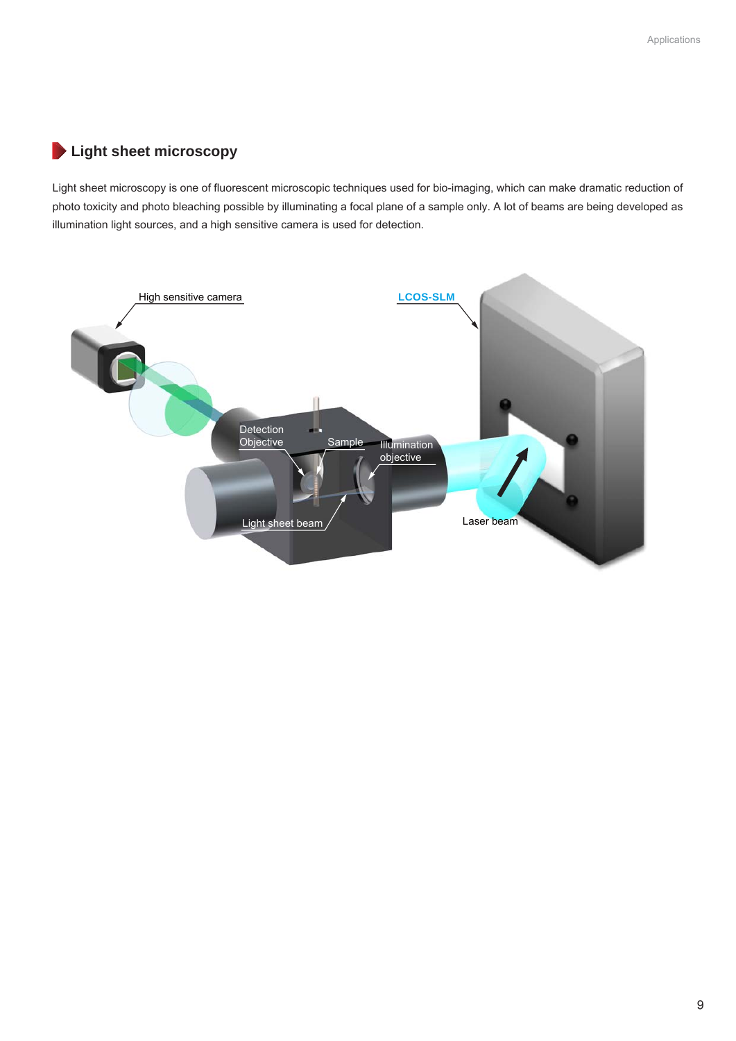## Light sheet microscopy

Light sheet microscopy is one of fluorescent microscopic techniques used for bio-imaging, which can make dramatic reduction of photo toxicity and photo bleaching possible by illuminating a focal plane of a sample only. A lot of beams are being developed as illumination light sources, and a high sensitive camera is used for detection.

High sensitive camera

LCOS-SLM

Detection Objective

Sample

Illumination objective

Light sheet beam

Laser beam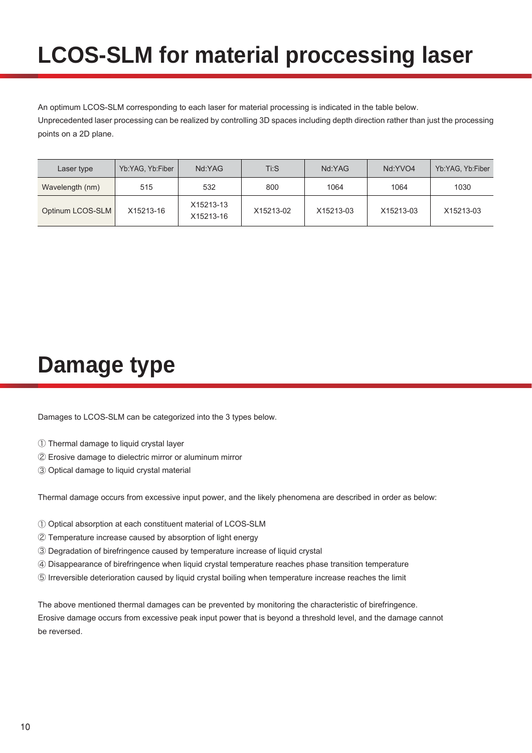# LCOS-SLM for material proccessing laser

An optimum LCOS-SLM corresponding to each laser for material processing is indicated in the table below.
Unprecedented laser processing can be realized by controlling 3D spaces including depth direction rather than just the processing points on a 2D plane.

| Laser type | Yb:YAG, Yb:Fiber | Nd:YAG | Ti:S | Nd:YAG | Nd:YVO4 | Yb:YAG, Yb:Fiber |
|---|---|---|---|---|---|---|
| Wavelength (nm) | 515 | 532 | 800 | 1064 | 1064 | 1030 |
| Optinum LCOS-SLM | X15213-16 | X15213-13<br>X15213-16 | X15213-02 | X15213-03 | X15213-03 | X15213-03 |

# Damage type

Damages to LCOS-SLM can be categorized into the 3 types below.

① Thermal damage to liquid crystal layer
② Erosive damage to dielectric mirror or aluminum mirror
③ Optical damage to liquid crystal material

Thermal damage occurs from excessive input power, and the likely phenomena are described in order as below:

① Optical absorption at each constituent material of LCOS-SLM
② Temperature increase caused by absorption of light energy
③ Degradation of birefringence caused by temperature increase of liquid crystal
④ Disappearance of birefringence when liquid crystal temperature reaches phase transition temperature
⑤ Irreversible deterioration caused by liquid crystal boiling when temperature increase reaches the limit

The above mentioned thermal damages can be prevented by monitoring the characteristic of birefringence.
Erosive damage occurs from excessive peak input power that is beyond a threshold level, and the damage cannot be reversed.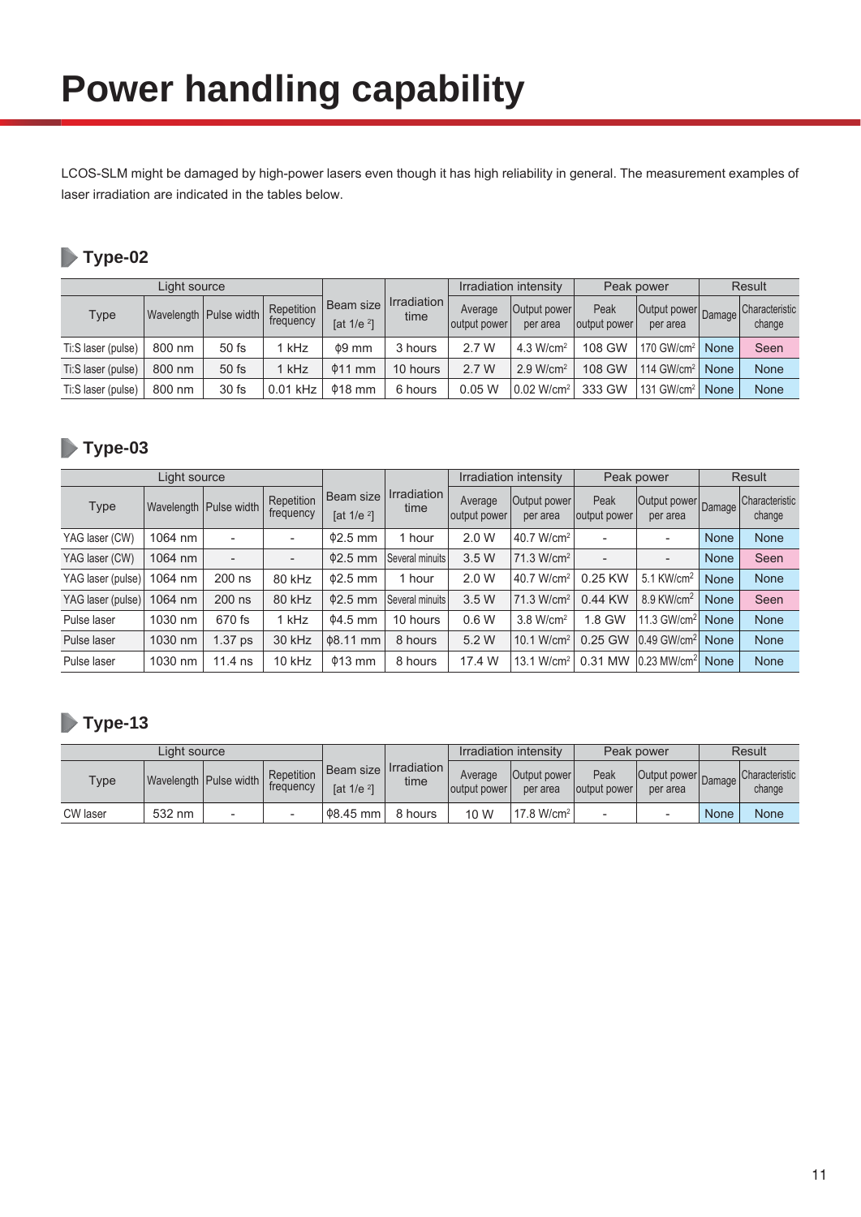# Power handling capability

LCOS-SLM might be damaged by high-power lasers even though it has high reliability in general. The measurement examples of laser irradiation are indicated in the tables below.

## Type-02

| Light source | | | | Beam size [at $1/e^2$] | Irradiation time | Irradiation intensity | | Peak power | | Result | |
|---|---|---|---|---|---|---|---|---|---|---|---|
| Type | Wavelength | Pulse width | Repetition frequency | | | Average output power | Output power per area | Peak output power | Output power per area | Damage | Characteristic change |
| Ti:S laser (pulse) | 800 nm | 50 fs | 1 kHz | ϕ9 mm | 3 hours | 2.7 W | 4.3 W/cm$^2$ | 108 GW | 170 GW/cm$^2$ | None | Seen |
| Ti:S laser (pulse) | 800 nm | 50 fs | 1 kHz | ϕ11 mm | 10 hours | 2.7 W | 2.9 W/cm$^2$ | 108 GW | 114 GW/cm$^2$ | None | None |
| Ti:S laser (pulse) | 800 nm | 30 fs | 0.01 kHz | ϕ18 mm | 6 hours | 0.05 W | 0.02 W/cm$^2$ | 333 GW | 131 GW/cm$^2$ | None | None |

## Type-03

| Light source | | | | Beam size [at $1/e^2$] | Irradiation time | Irradiation intensity | | Peak power | | Result | |
|---|---|---|---|---|---|---|---|---|---|---|---|
| Type | Wavelength | Pulse width | Repetition frequency | | | Average output power | Output power per area | Peak output power | Output power per area | Damage | Characteristic change |
| YAG laser (CW) | 1064 nm | - | - | ϕ2.5 mm | 1 hour | 2.0 W | 40.7 W/cm$^2$ | - | - | None | None |
| YAG laser (CW) | 1064 nm | - | - | ϕ2.5 mm | Several minuits | 3.5 W | 71.3 W/cm$^2$ | - | - | None | Seen |
| YAG laser (pulse) | 1064 nm | 200 ns | 80 kHz | ϕ2.5 mm | 1 hour | 2.0 W | 40.7 W/cm$^2$ | 0.25 KW | 5.1 KW/cm$^2$ | None | None |
| YAG laser (pulse) | 1064 nm | 200 ns | 80 kHz | ϕ2.5 mm | Several minuits | 3.5 W | 71.3 W/cm$^2$ | 0.44 KW | 8.9 KW/cm$^2$ | None | Seen |
| Pulse laser | 1030 nm | 670 fs | 1 kHz | ϕ4.5 mm | 10 hours | 0.6 W | 3.8 W/cm$^2$ | 1.8 GW | 11.3 GW/cm$^2$ | None | None |
| Pulse laser | 1030 nm | 1.37 ps | 30 kHz | ϕ8.11 mm | 8 hours | 5.2 W | 10.1 W/cm$^2$ | 0.25 GW | 0.49 GW/cm$^2$ | None | None |
| Pulse laser | 1030 nm | 11.4 ns | 10 kHz | ϕ13 mm | 8 hours | 17.4 W | 13.1 W/cm$^2$ | 0.31 MW | 0.23 MW/cm$^2$ | None | None |

## Type-13

| Light source | | | | Beam size [at $1/e^2$] | Irradiation time | Irradiation intensity | | Peak power | | Result | |
|---|---|---|---|---|---|---|---|---|---|---|---|
| Type | Wavelength | Pulse width | Repetition frequency | | | Average output power | Output power per area | Peak output power | Output power per area | Damage | Characteristic change |
| CW laser | 532 nm | - | - | ϕ8.45 mm | 8 hours | 10 W | 17.8 W/cm$^2$ | - | - | None | None |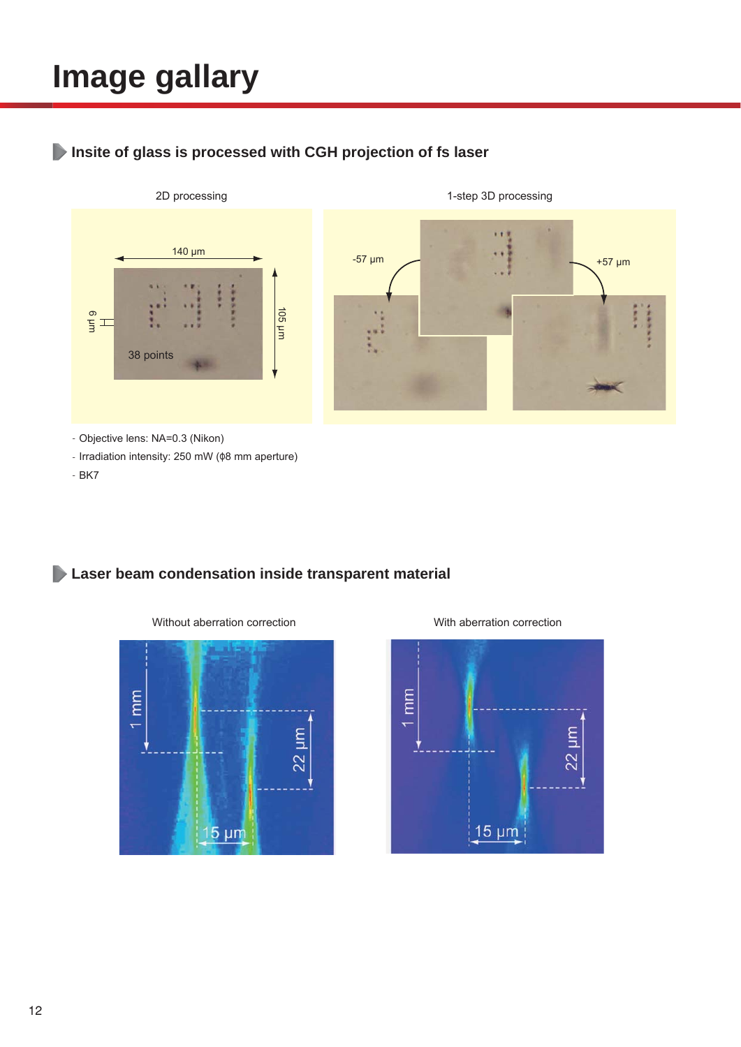# Image gallary

## Insite of glass is processed with CGH projection of fs laser

2D processing

1-step 3D processing

- Objective lens: NA=0.3 (Nikon)
- Irradiation intensity: 250 mW (ϕ8 mm aperture)
- BK7

## Laser beam condensation inside transparent material

Without aberration correction

With aberration correction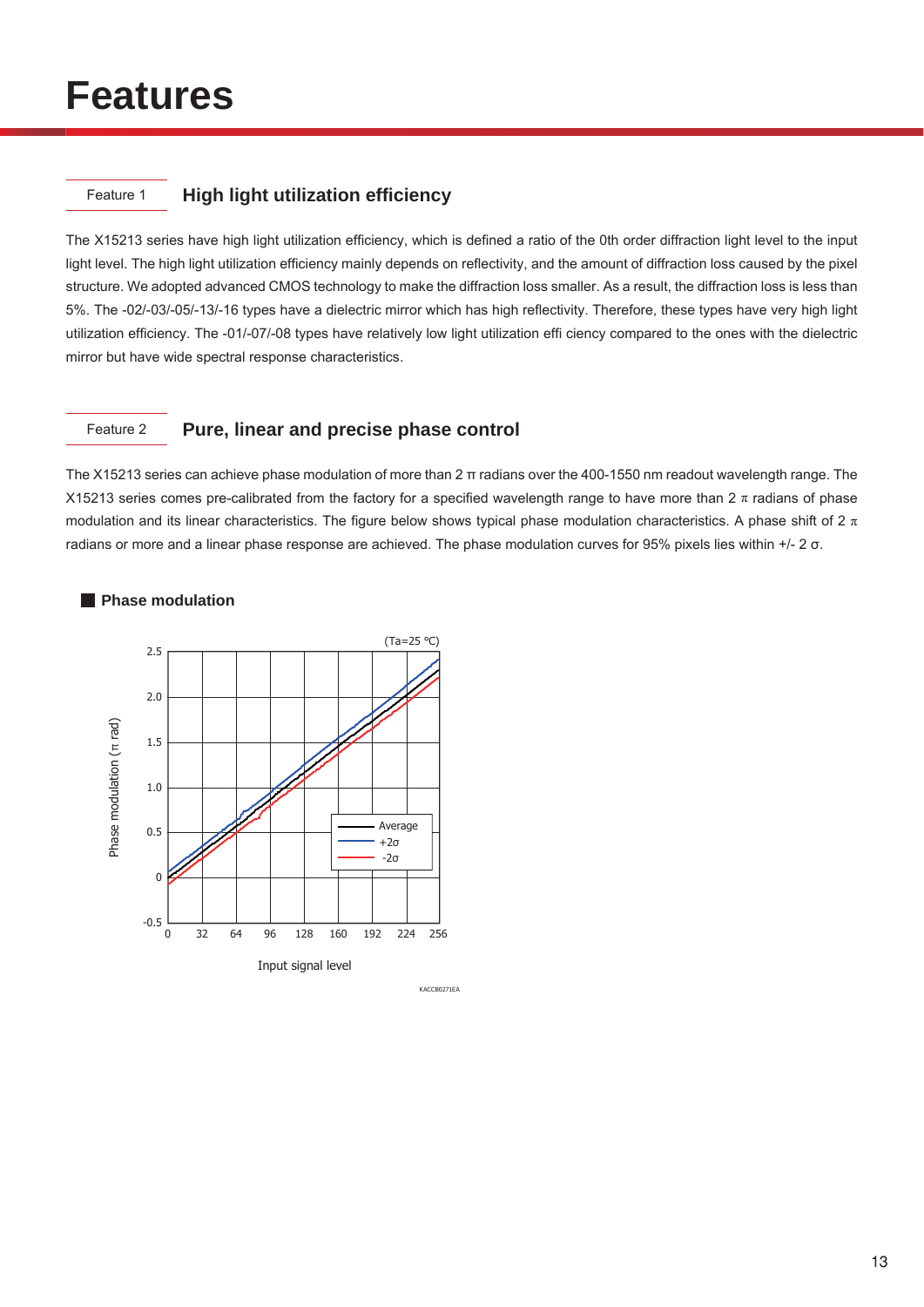# Features

Feature 1 **High light utilization efficiency**

The X15213 series have high light utilization efficiency, which is defined a ratio of the 0th order diffraction light level to the input light level. The high light utilization efficiency mainly depends on reflectivity, and the amount of diffraction loss caused by the pixel structure. We adopted advanced CMOS technology to make the diffraction loss smaller. As a result, the diffraction loss is less than 5%. The -02/-03/-05/-13/-16 types have a dielectric mirror which has high reflectivity. Therefore, these types have very high light utilization efficiency. The -01/-07/-08 types have relatively low light utilization effi ciency compared to the ones with the dielectric mirror but have wide spectral response characteristics.

Feature 2 **Pure, linear and precise phase control**

The X15213 series can achieve phase modulation of more than 2 π radians over the 400-1550 nm readout wavelength range. The X15213 series comes pre-calibrated from the factory for a specified wavelength range to have more than 2 π radians of phase modulation and its linear characteristics. The figure below shows typical phase modulation characteristics. A phase shift of 2 π radians or more and a linear phase response are achieved. The phase modulation curves for 95% pixels lies within +/- 2 σ.

**Phase modulation**

(Ta=25 °C)

Phase modulation (π rad) vs. Input signal level

Legend: Average, +2σ, -2σ

KACCB0271EA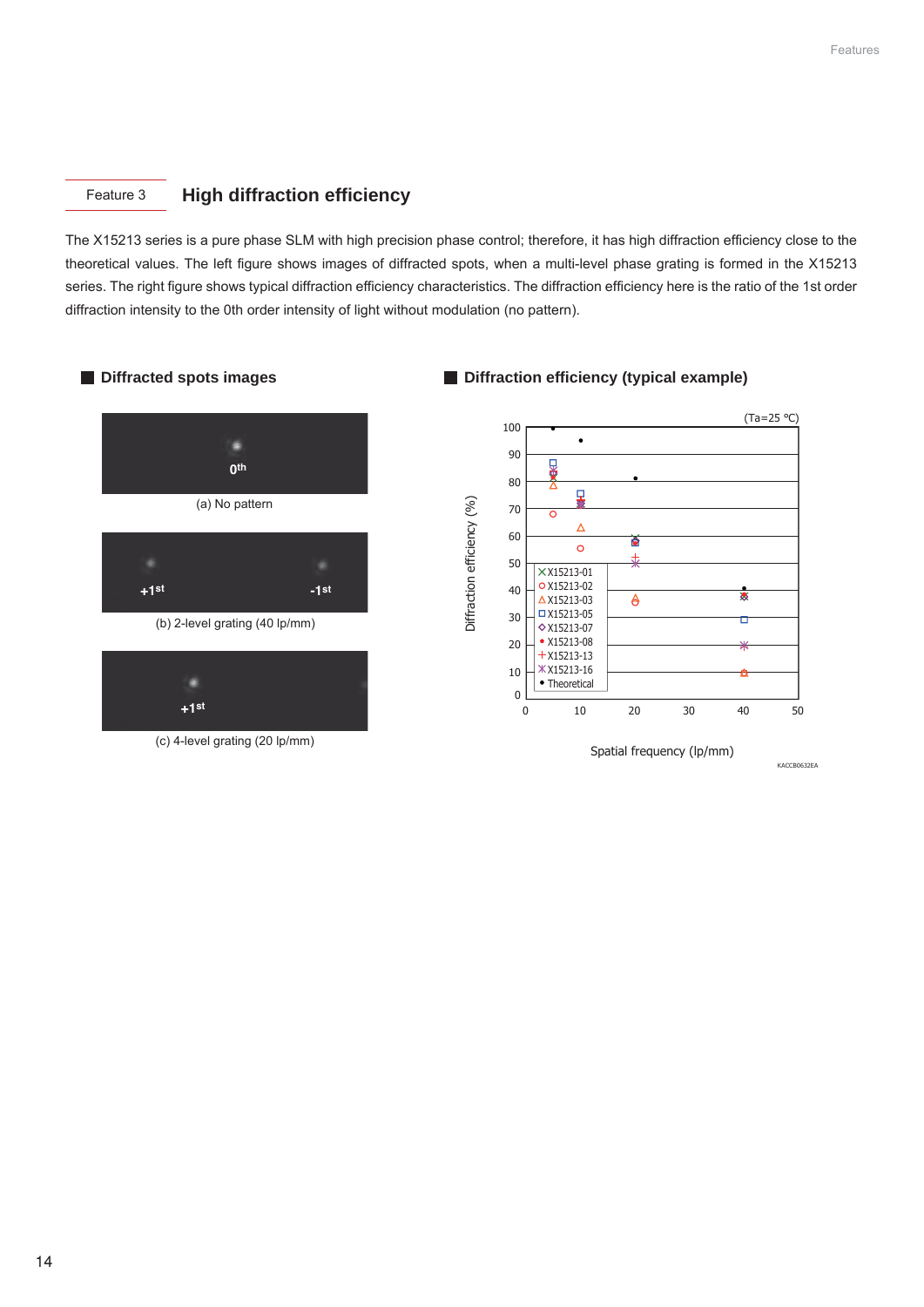## Feature 3 High diffraction efficiency

The X15213 series is a pure phase SLM with high precision phase control; therefore, it has high diffraction efficiency close to the theoretical values. The left figure shows images of diffracted spots, when a multi-level phase grating is formed in the X15213 series. The right figure shows typical diffraction efficiency characteristics. The diffraction efficiency here is the ratio of the 1st order diffraction intensity to the 0th order intensity of light without modulation (no pattern).

### Diffracted spots images

0th

(a) No pattern

+1st -1st

(b) 2-level grating (40 lp/mm)

+1st

(c) 4-level grating (20 lp/mm)

### Diffraction efficiency (typical example)

(Ta=25 °C)

Diffraction efficiency (%)

Spatial frequency (lp/mm)

X15213-01, X15213-02, X15213-03, X15213-05, X15213-07, X15213-08, X15213-13, X15213-16, Theoretical

KACCB0632EA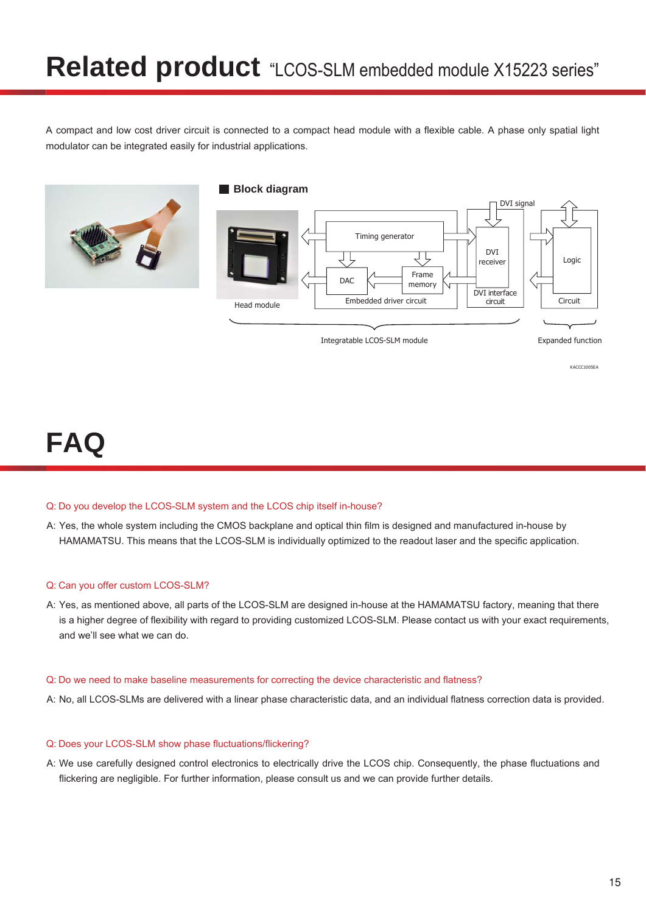# Related product "LCOS-SLM embedded module X15223 series"

A compact and low cost driver circuit is connected to a compact head module with a flexible cable. A phase only spatial light modulator can be integrated easily for industrial applications.

## Block diagram

Head module

Timing generator

DAC

Frame memory

Embedded driver circuit

DVI signal

DVI receiver

DVI interface circuit

Logic

Circuit

Integratable LCOS-SLM module

Expanded function

KACCC1005EA

# FAQ

Q: Do you develop the LCOS-SLM system and the LCOS chip itself in-house?

A: Yes, the whole system including the CMOS backplane and optical thin film is designed and manufactured in-house by HAMAMATSU. This means that the LCOS-SLM is individually optimized to the readout laser and the specific application.

Q: Can you offer custom LCOS-SLM?

A: Yes, as mentioned above, all parts of the LCOS-SLM are designed in-house at the HAMAMATSU factory, meaning that there is a higher degree of flexibility with regard to providing customized LCOS-SLM. Please contact us with your exact requirements, and we'll see what we can do.

Q: Do we need to make baseline measurements for correcting the device characteristic and flatness?

A: No, all LCOS-SLMs are delivered with a linear phase characteristic data, and an individual flatness correction data is provided.

Q: Does your LCOS-SLM show phase fluctuations/flickering?

A: We use carefully designed control electronics to electrically drive the LCOS chip. Consequently, the phase fluctuations and flickering are negligible. For further information, please consult us and we can provide further details.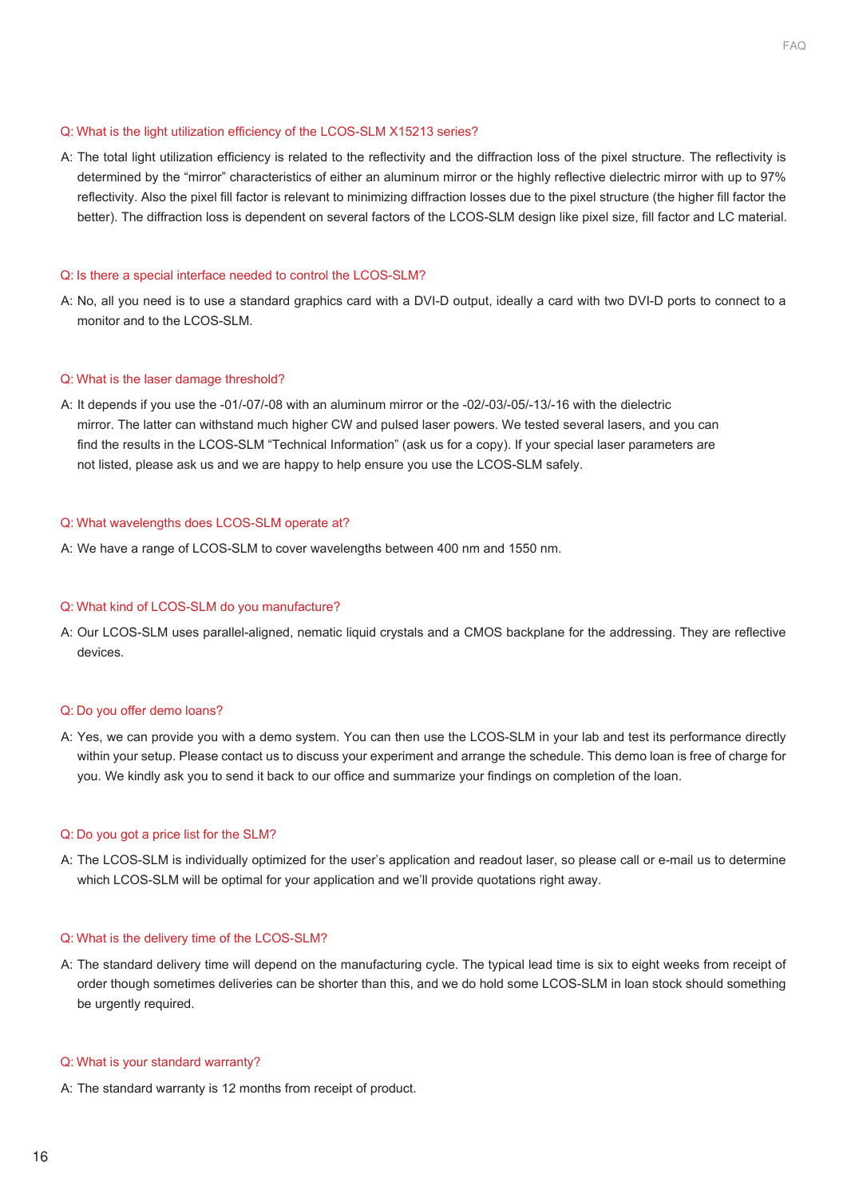**Q: What is the light utilization efficiency of the LCOS-SLM X15213 series?**

A: The total light utilization efficiency is related to the reflectivity and the diffraction loss of the pixel structure. The reflectivity is determined by the “mirror” characteristics of either an aluminum mirror or the highly reflective dielectric mirror with up to 97% reflectivity. Also the pixel fill factor is relevant to minimizing diffraction losses due to the pixel structure (the higher fill factor the better). The diffraction loss is dependent on several factors of the LCOS-SLM design like pixel size, fill factor and LC material.

**Q: Is there a special interface needed to control the LCOS-SLM?**

A: No, all you need is to use a standard graphics card with a DVI-D output, ideally a card with two DVI-D ports to connect to a monitor and to the LCOS-SLM.

**Q: What is the laser damage threshold?**

A: It depends if you use the -01/-07/-08 with an aluminum mirror or the -02/-03/-05/-13/-16 with the dielectric mirror. The latter can withstand much higher CW and pulsed laser powers. We tested several lasers, and you can find the results in the LCOS-SLM “Technical Information” (ask us for a copy). If your special laser parameters are not listed, please ask us and we are happy to help ensure you use the LCOS-SLM safely.

**Q: What wavelengths does LCOS-SLM operate at?**

A: We have a range of LCOS-SLM to cover wavelengths between 400 nm and 1550 nm.

**Q: What kind of LCOS-SLM do you manufacture?**

A: Our LCOS-SLM uses parallel-aligned, nematic liquid crystals and a CMOS backplane for the addressing. They are reflective devices.

**Q: Do you offer demo loans?**

A: Yes, we can provide you with a demo system. You can then use the LCOS-SLM in your lab and test its performance directly within your setup. Please contact us to discuss your experiment and arrange the schedule. This demo loan is free of charge for you. We kindly ask you to send it back to our office and summarize your findings on completion of the loan.

**Q: Do you got a price list for the SLM?**

A: The LCOS-SLM is individually optimized for the user’s application and readout laser, so please call or e-mail us to determine which LCOS-SLM will be optimal for your application and we’ll provide quotations right away.

**Q: What is the delivery time of the LCOS-SLM?**

A: The standard delivery time will depend on the manufacturing cycle. The typical lead time is six to eight weeks from receipt of order though sometimes deliveries can be shorter than this, and we do hold some LCOS-SLM in loan stock should something be urgently required.

**Q: What is your standard warranty?**

A: The standard warranty is 12 months from receipt of product.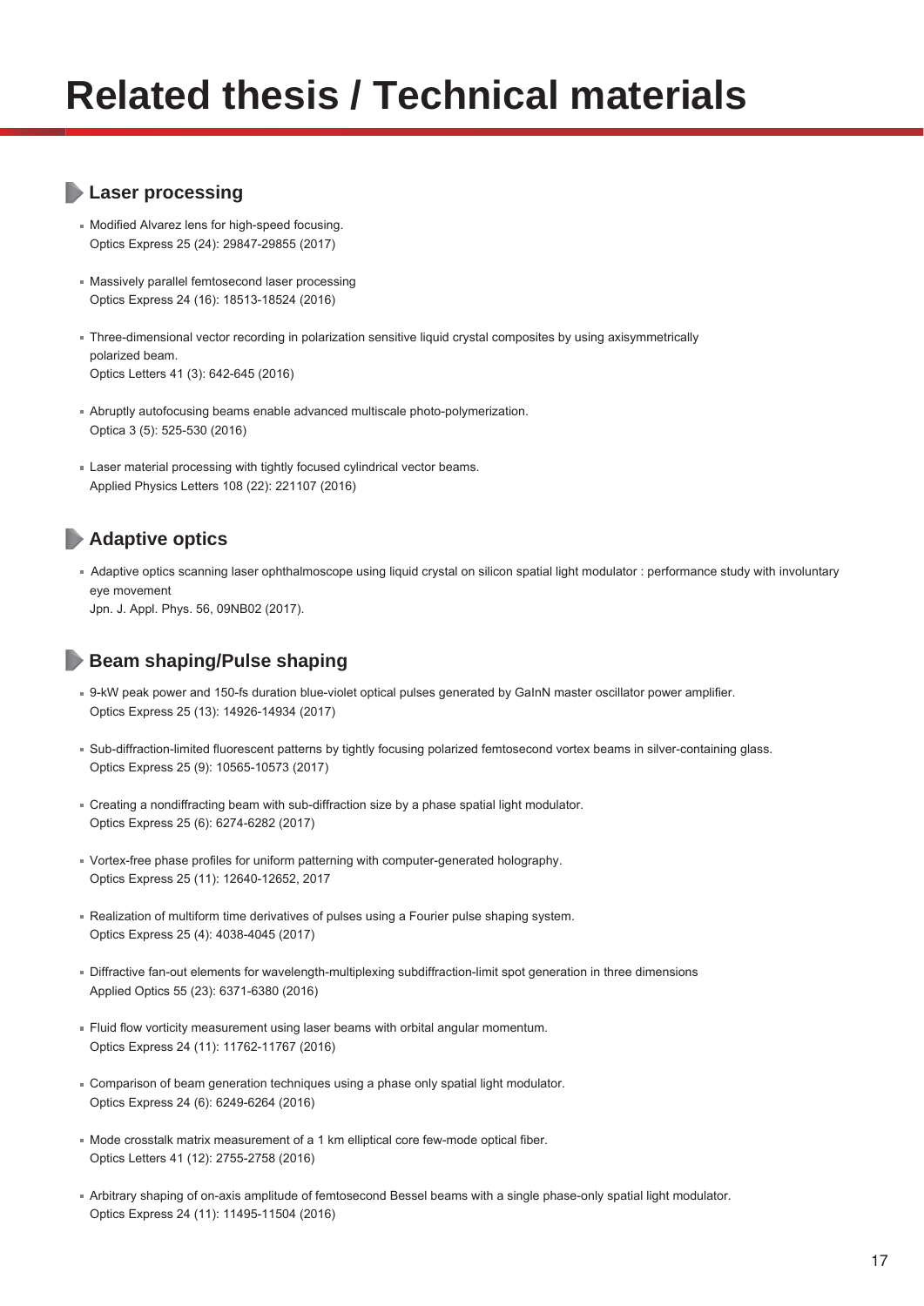# Related thesis / Technical materials

## Laser processing

- Modified Alvarez lens for high-speed focusing.
  Optics Express 25 (24): 29847-29855 (2017)
- Massively parallel femtosecond laser processing
  Optics Express 24 (16): 18513-18524 (2016)
- Three-dimensional vector recording in polarization sensitive liquid crystal composites by using axisymmetrically polarized beam.
  Optics Letters 41 (3): 642-645 (2016)
- Abruptly autofocusing beams enable advanced multiscale photo-polymerization.
  Optica 3 (5): 525-530 (2016)
- Laser material processing with tightly focused cylindrical vector beams.
  Applied Physics Letters 108 (22): 221107 (2016)

## Adaptive optics

- Adaptive optics scanning laser ophthalmoscope using liquid crystal on silicon spatial light modulator : performance study with involuntary eye movement
  Jpn. J. Appl. Phys. 56, 09NB02 (2017).

## Beam shaping/Pulse shaping

- 9-kW peak power and 150-fs duration blue-violet optical pulses generated by GaInN master oscillator power amplifier.
  Optics Express 25 (13): 14926-14934 (2017)
- Sub-diffraction-limited fluorescent patterns by tightly focusing polarized femtosecond vortex beams in silver-containing glass.
  Optics Express 25 (9): 10565-10573 (2017)
- Creating a nondiffracting beam with sub-diffraction size by a phase spatial light modulator.
  Optics Express 25 (6): 6274-6282 (2017)
- Vortex-free phase profiles for uniform patterning with computer-generated holography.
  Optics Express 25 (11): 12640-12652, 2017
- Realization of multiform time derivatives of pulses using a Fourier pulse shaping system.
  Optics Express 25 (4): 4038-4045 (2017)
- Diffractive fan-out elements for wavelength-multiplexing subdiffraction-limit spot generation in three dimensions
  Applied Optics 55 (23): 6371-6380 (2016)
- Fluid flow vorticity measurement using laser beams with orbital angular momentum.
  Optics Express 24 (11): 11762-11767 (2016)
- Comparison of beam generation techniques using a phase only spatial light modulator.
  Optics Express 24 (6): 6249-6264 (2016)
- Mode crosstalk matrix measurement of a 1 km elliptical core few-mode optical fiber.
  Optics Letters 41 (12): 2755-2758 (2016)
- Arbitrary shaping of on-axis amplitude of femtosecond Bessel beams with a single phase-only spatial light modulator.
  Optics Express 24 (11): 11495-11504 (2016)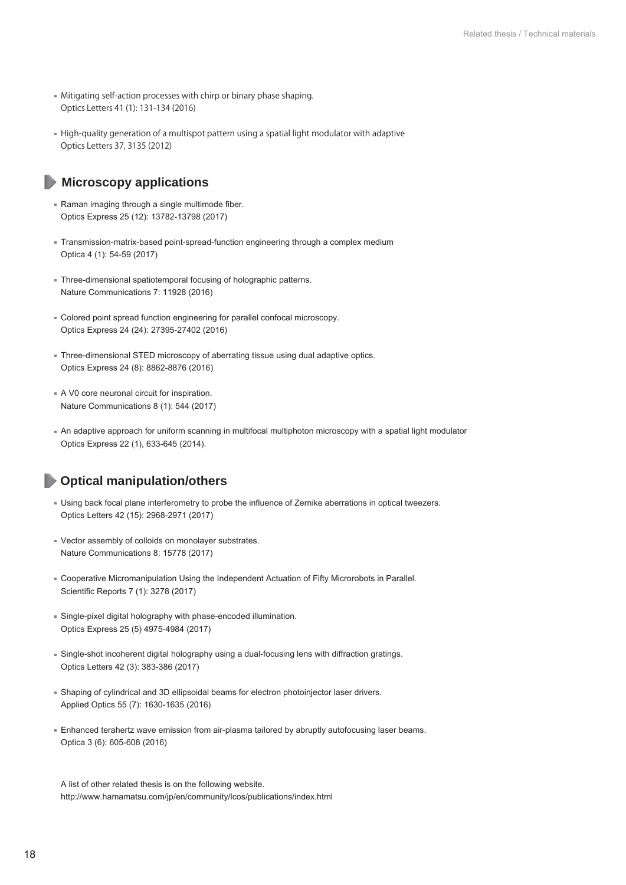- Mitigating self-action processes with chirp or binary phase shaping.
  Optics Letters 41 (1): 131-134 (2016)

- High-quality generation of a multispot pattern using a spatial light modulator with adaptive
  Optics Letters 37, 3135 (2012)

## Microscopy applications

- Raman imaging through a single multimode fiber.
  Optics Express 25 (12): 13782-13798 (2017)

- Transmission-matrix-based point-spread-function engineering through a complex medium
  Optica 4 (1): 54-59 (2017)

- Three-dimensional spatiotemporal focusing of holographic patterns.
  Nature Communications 7: 11928 (2016)

- Colored point spread function engineering for parallel confocal microscopy.
  Optics Express 24 (24): 27395-27402 (2016)

- Three-dimensional STED microscopy of aberrating tissue using dual adaptive optics.
  Optics Express 24 (8): 8862-8876 (2016)

- A V0 core neuronal circuit for inspiration.
  Nature Communications 8 (1): 544 (2017)

- An adaptive approach for uniform scanning in multifocal multiphoton microscopy with a spatial light modulator
  Optics Express 22 (1), 633-645 (2014).

## Optical manipulation/others

- Using back focal plane interferometry to probe the influence of Zernike aberrations in optical tweezers.
  Optics Letters 42 (15): 2968-2971 (2017)

- Vector assembly of colloids on monolayer substrates.
  Nature Communications 8: 15778 (2017)

- Cooperative Micromanipulation Using the Independent Actuation of Fifty Microrobots in Parallel.
  Scientific Reports 7 (1): 3278 (2017)

- Single-pixel digital holography with phase-encoded illumination.
  Optics Express 25 (5) 4975-4984 (2017)

- Single-shot incoherent digital holography using a dual-focusing lens with diffraction gratings.
  Optics Letters 42 (3): 383-386 (2017)

- Shaping of cylindrical and 3D ellipsoidal beams for electron photoinjector laser drivers.
  Applied Optics 55 (7): 1630-1635 (2016)

- Enhanced terahertz wave emission from air-plasma tailored by abruptly autofocusing laser beams.
  Optica 3 (6): 605-608 (2016)

A list of other related thesis is on the following website.
http://www.hamamatsu.com/jp/en/community/lcos/publications/index.html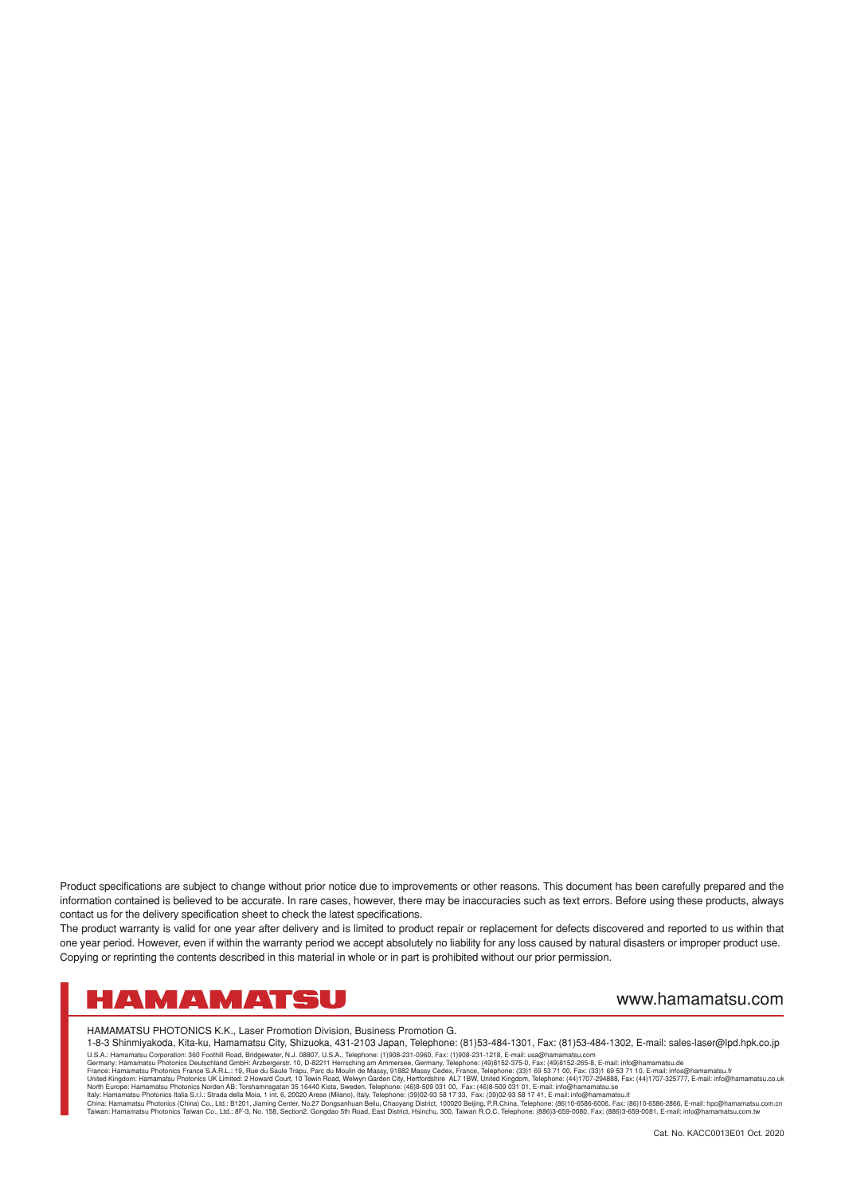Product specifications are subject to change without prior notice due to improvements or other reasons. This document has been carefully prepared and the information contained is believed to be accurate. In rare cases, however, there may be inaccuracies such as text errors. Before using these products, always contact us for the delivery specification sheet to check the latest specifications.
The product warranty is valid for one year after delivery and is limited to product repair or replacement for defects discovered and reported to us within that one year period. However, even if within the warranty period we accept absolutely no liability for any loss caused by natural disasters or improper product use.
Copying or reprinting the contents described in this material in whole or in part is prohibited without our permission.

**HAMAMATSU**

www.hamamatsu.com

HAMAMATSU PHOTONICS K.K., Laser Promotion Division, Business Promotion G.
1-8-3 Shinmiyakoda, Kita-ku, Hamamatsu City, Shizuoka, 431-2103 Japan, Telephone: (81)53-484-1301, Fax: (81)53-484-1302, E-mail: sales-laser@lpd.hpk.co.jp
U.S.A.: Hamamatsu Corporation: 360 Foothill Road, Bridgewater, N.J. 08807, U.S.A., Telephone: (1)908-231-0960, Fax: (1)908-231-1218, E-mail: usa@hamamatsu.com
Germany: Hamamatsu Photonics Deutschland GmbH: Arzbergerstr. 10, D-82211 Herrsching am Ammersee, Germany, Telephone: (49)8152-375-0, Fax: (49)8152-265-8, E-mail: info@hamamatsu.de
France: Hamamatsu Photonics France S.A.R.L.: 19, Rue du Saule Trapu, Parc du Moulin de Massy, 91882 Massy Cedex, France, Telephone: (33)1 69 53 71 00, Fax: (33)1 69 53 71 10, E-mail: infos@hamamatsu.fr
United Kingdom: Hamamatsu Photonics UK Limited: 2 Howard Court, 10 Tewin Road, Welwyn Garden City, Hertfordshire AL7 1BW, United Kingdom, Telephone: (44)1707-294888, Fax: (44)1707-325777, E-mail: info@hamamatsu.co.uk
North Europe: Hamamatsu Photonics Norden AB: Torshamnsgatan 35 16440 Kista, Sweden, Telephone: (46)8-509 031 00, Fax: (46)8-509 031 01, E-mail: info@hamamatsu.se
Italy: Hamamatsu Photonics Italia S.r.l.: Strada della Moia, 1 int. 6, 20020 Arese (Milano), Italy, Telephone: (39)02-93 58 17 33, Fax: (39)02-93 58 17 41, E-mail: info@hamamatsu.it
China: Hamamatsu Photonics (China) Co., Ltd.: B1201, Jiaming Center, No.27 Dongsanhuan Beilu, Chaoyang District, 100020 Beijing, P.R.China, Telephone: (86)10-6586-6006, Fax: (86)10-6586-2866, E-mail: hpc@hamamatsu.com.cn
Taiwan: Hamamatsu Photonics Taiwan Co., Ltd.: 8F-3, No. 158, Section2, Gongdao 5th Road, East District, Hsinchu, 300, Taiwan R.O.C. Telephone: (886)3-659-0080, Fax: (886)3-659-0081, E-mail: info@hamamatsu.com.tw

Cat. No. KACC0013E01 Oct. 2020